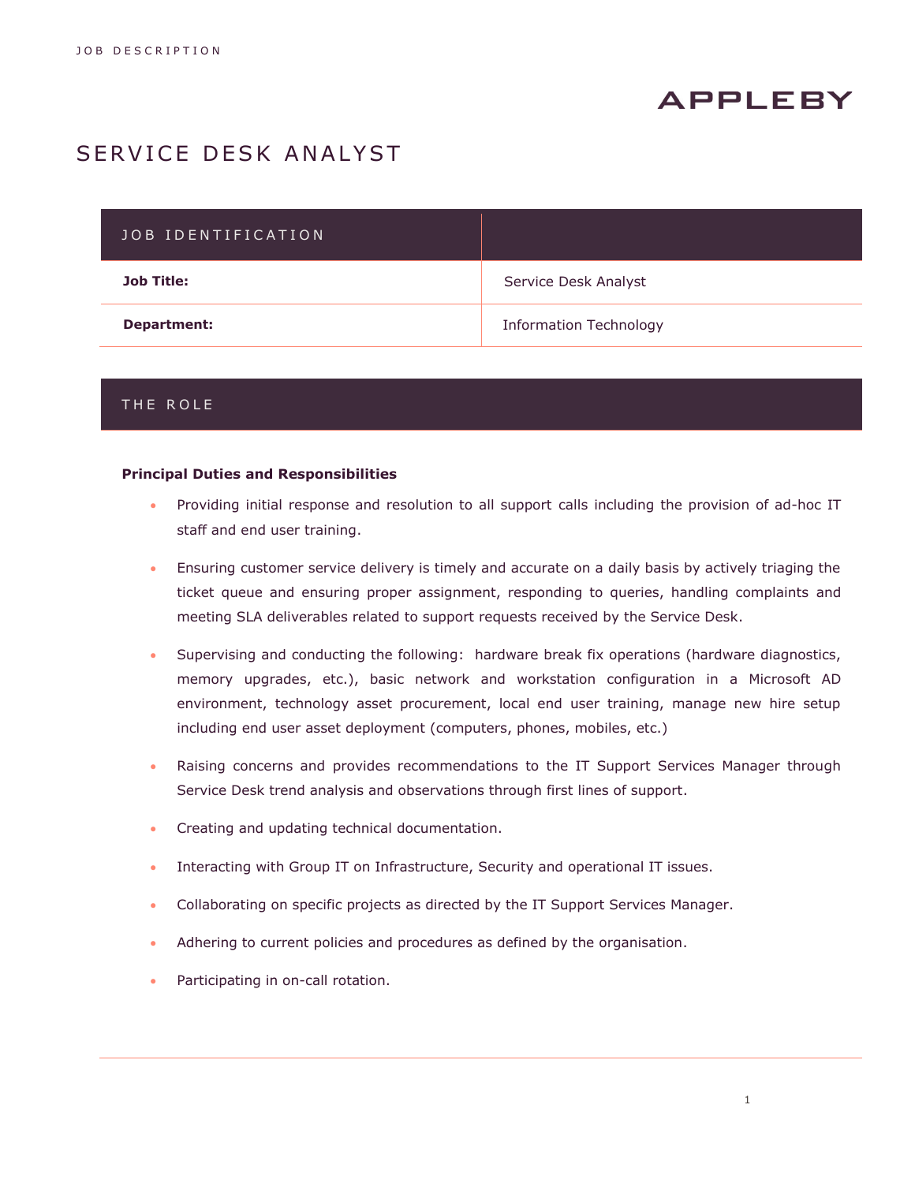APPLEBY

# SERVICE DESK ANALYST

| JOB IDENTIFICATION | |
|---|---|
| **Job Title:** | Service Desk Analyst |
| **Department:** | Information Technology |

## THE ROLE

**Principal Duties and Responsibilities**

- Providing initial response and resolution to all support calls including the provision of ad-hoc IT staff and end user training.
- Ensuring customer service delivery is timely and accurate on a daily basis by actively triaging the ticket queue and ensuring proper assignment, responding to queries, handling complaints and meeting SLA deliverables related to support requests received by the Service Desk.
- Supervising and conducting the following: hardware break fix operations (hardware diagnostics, memory upgrades, etc.), basic network and workstation configuration in a Microsoft AD environment, technology asset procurement, local end user training, manage new hire setup including end user asset deployment (computers, phones, mobiles, etc.)
- Raising concerns and provides recommendations to the IT Support Services Manager through Service Desk trend analysis and observations through first lines of support.
- Creating and updating technical documentation.
- Interacting with Group IT on Infrastructure, Security and operational IT issues.
- Collaborating on specific projects as directed by the IT Support Services Manager.
- Adhering to current policies and procedures as defined by the organisation.
- Participating in on-call rotation.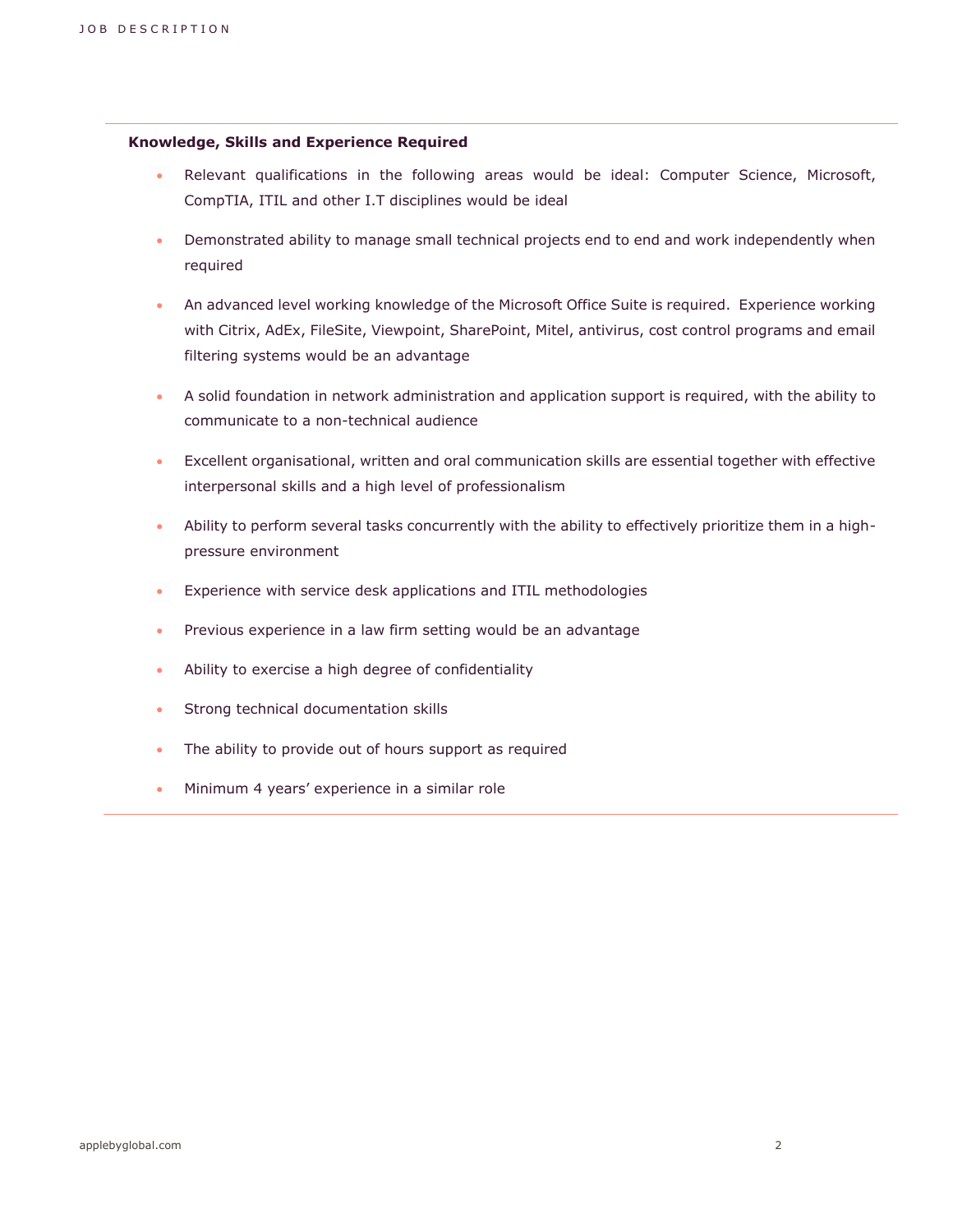**Knowledge, Skills and Experience Required**

- Relevant qualifications in the following areas would be ideal: Computer Science, Microsoft, CompTIA, ITIL and other I.T disciplines would be ideal
- Demonstrated ability to manage small technical projects end to end and work independently when required
- An advanced level working knowledge of the Microsoft Office Suite is required. Experience working with Citrix, AdEx, FileSite, Viewpoint, SharePoint, Mitel, antivirus, cost control programs and email filtering systems would be an advantage
- A solid foundation in network administration and application support is required, with the ability to communicate to a non-technical audience
- Excellent organisational, written and oral communication skills are essential together with effective interpersonal skills and a high level of professionalism
- Ability to perform several tasks concurrently with the ability to effectively prioritize them in a high-pressure environment
- Experience with service desk applications and ITIL methodologies
- Previous experience in a law firm setting would be an advantage
- Ability to exercise a high degree of confidentiality
- Strong technical documentation skills
- The ability to provide out of hours support as required
- Minimum 4 years' experience in a similar role